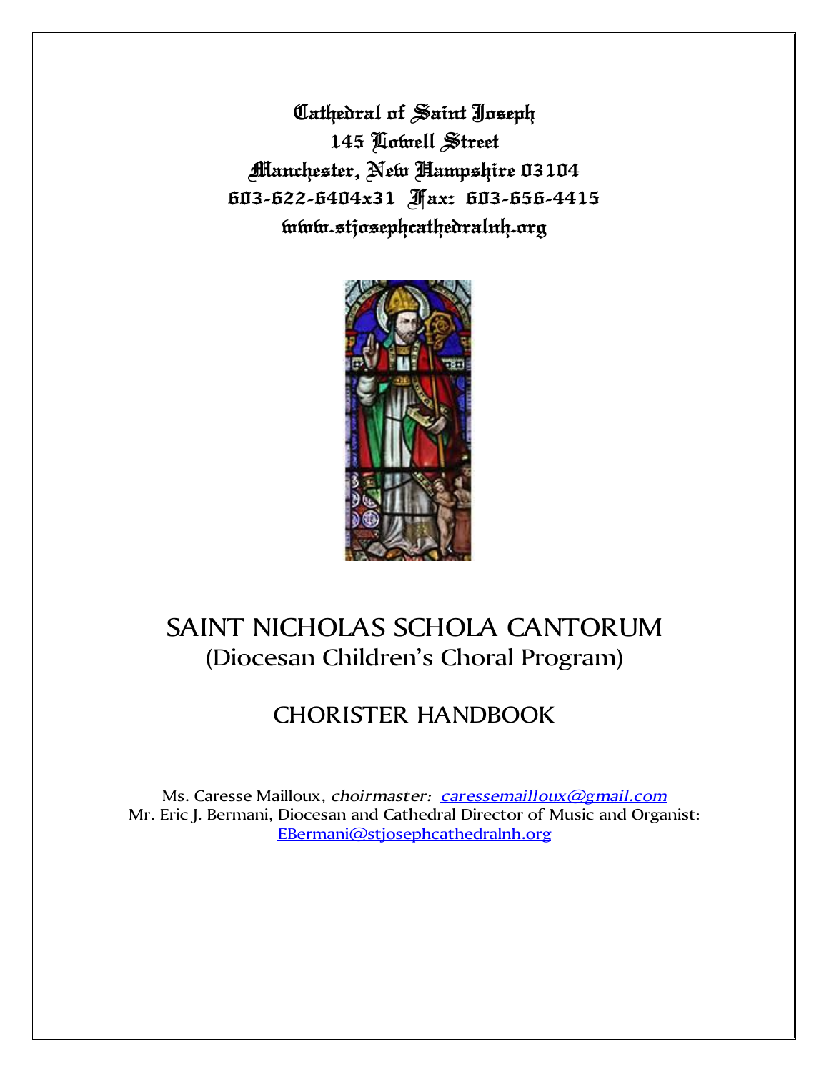Cathedral of Saint Joseph
145 Lowell Street
Manchester, New Hampshire 03104
603-622-6404x31 Fax: 603-656-4415
www.stjosephcathedralnh.org

# SAINT NICHOLAS SCHOLA CANTORUM
## (Diocesan Children's Choral Program)

## CHORISTER HANDBOOK

Ms. Caresse Mailloux, *choirmaster:* caressemailloux@gmail.com
Mr. Eric J. Bermani, Diocesan and Cathedral Director of Music and Organist:
EBermani@stjosephcathedralnh.org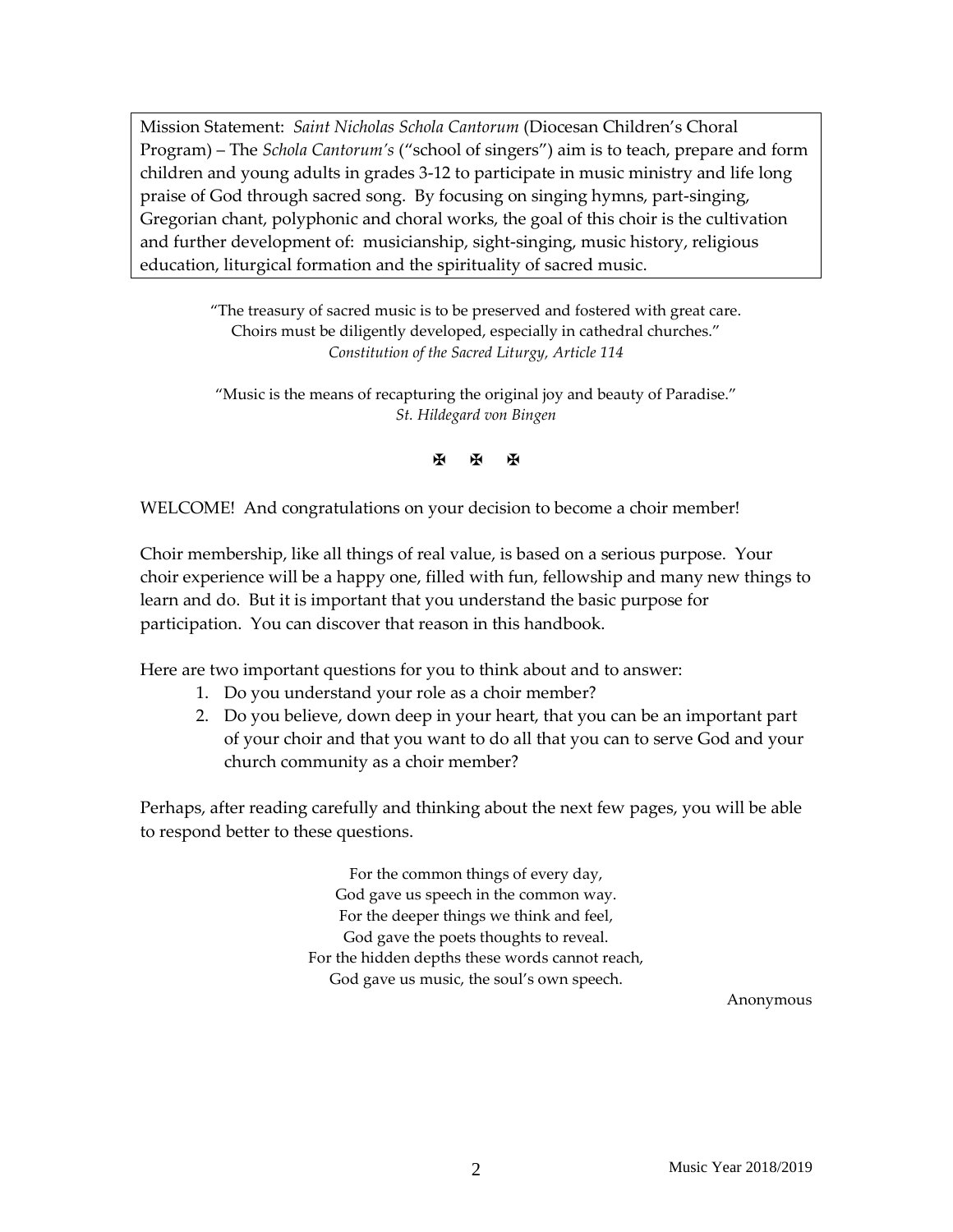Mission Statement: *Saint Nicholas Schola Cantorum* (Diocesan Children's Choral Program) – The *Schola Cantorum's* ("school of singers") aim is to teach, prepare and form children and young adults in grades 3-12 to participate in music ministry and life long praise of God through sacred song. By focusing on singing hymns, part-singing, Gregorian chant, polyphonic and choral works, the goal of this choir is the cultivation and further development of: musicianship, sight-singing, music history, religious education, liturgical formation and the spirituality of sacred music.

"The treasury of sacred music is to be preserved and fostered with great care. Choirs must be diligently developed, especially in cathedral churches."
*Constitution of the Sacred Liturgy, Article 114*

"Music is the means of recapturing the original joy and beauty of Paradise."
*St. Hildegard von Bingen*

✠ ✠ ✠

WELCOME! And congratulations on your decision to become a choir member!

Choir membership, like all things of real value, is based on a serious purpose. Your choir experience will be a happy one, filled with fun, fellowship and many new things to learn and do. But it is important that you understand the basic purpose for participation. You can discover that reason in this handbook.

Here are two important questions for you to think about and to answer:

1. Do you understand your role as a choir member?
2. Do you believe, down deep in your heart, that you can be an important part of your choir and that you want to do all that you can to serve God and your church community as a choir member?

Perhaps, after reading carefully and thinking about the next few pages, you will be able to respond better to these questions.

For the common things of every day,
God gave us speech in the common way.
For the deeper things we think and feel,
God gave the poets thoughts to reveal.
For the hidden depths these words cannot reach,
God gave us music, the soul's own speech.

Anonymous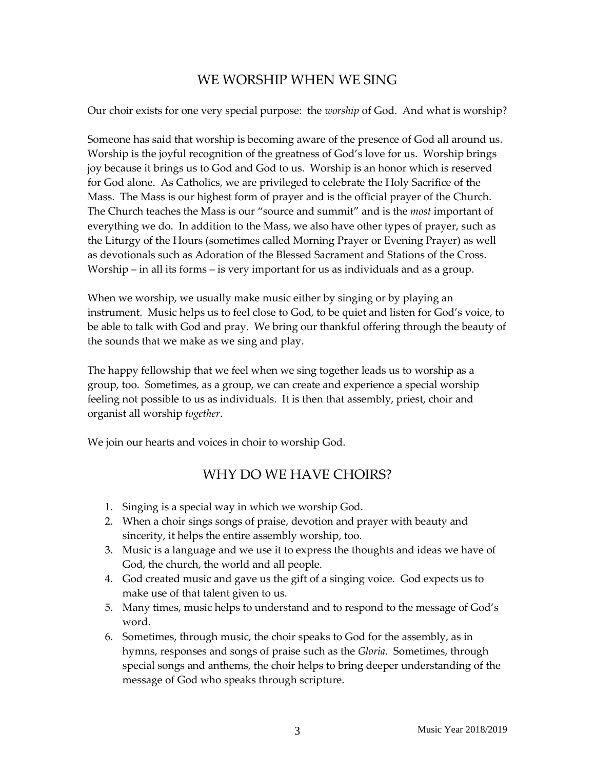# WE WORSHIP WHEN WE SING

Our choir exists for one very special purpose: the *worship* of God. And what is worship?

Someone has said that worship is becoming aware of the presence of God all around us. Worship is the joyful recognition of the greatness of God's love for us. Worship brings joy because it brings us to God and God to us. Worship is an honor which is reserved for God alone. As Catholics, we are privileged to celebrate the Holy Sacrifice of the Mass. The Mass is our highest form of prayer and is the official prayer of the Church. The Church teaches the Mass is our "source and summit" and is the *most* important of everything we do. In addition to the Mass, we also have other types of prayer, such as the Liturgy of the Hours (sometimes called Morning Prayer or Evening Prayer) as well as devotionals such as Adoration of the Blessed Sacrament and Stations of the Cross. Worship – in all its forms – is very important for us as individuals and as a group.

When we worship, we usually make music either by singing or by playing an instrument. Music helps us to feel close to God, to be quiet and listen for God's voice, to be able to talk with God and pray. We bring our thankful offering through the beauty of the sounds that we make as we sing and play.

The happy fellowship that we feel when we sing together leads us to worship as a group, too. Sometimes, as a group, we can create and experience a special worship feeling not possible to us as individuals. It is then that assembly, priest, choir and organist all worship *together*.

We join our hearts and voices in choir to worship God.

# WHY DO WE HAVE CHOIRS?

1. Singing is a special way in which we worship God.
2. When a choir sings songs of praise, devotion and prayer with beauty and sincerity, it helps the entire assembly worship, too.
3. Music is a language and we use it to express the thoughts and ideas we have of God, the church, the world and all people.
4. God created music and gave us the gift of a singing voice. God expects us to make use of that talent given to us.
5. Many times, music helps to understand and to respond to the message of God's word.
6. Sometimes, through music, the choir speaks to God for the assembly, as in hymns, responses and songs of praise such as the *Gloria*. Sometimes, through special songs and anthems, the choir helps to bring deeper understanding of the message of God who speaks through scripture.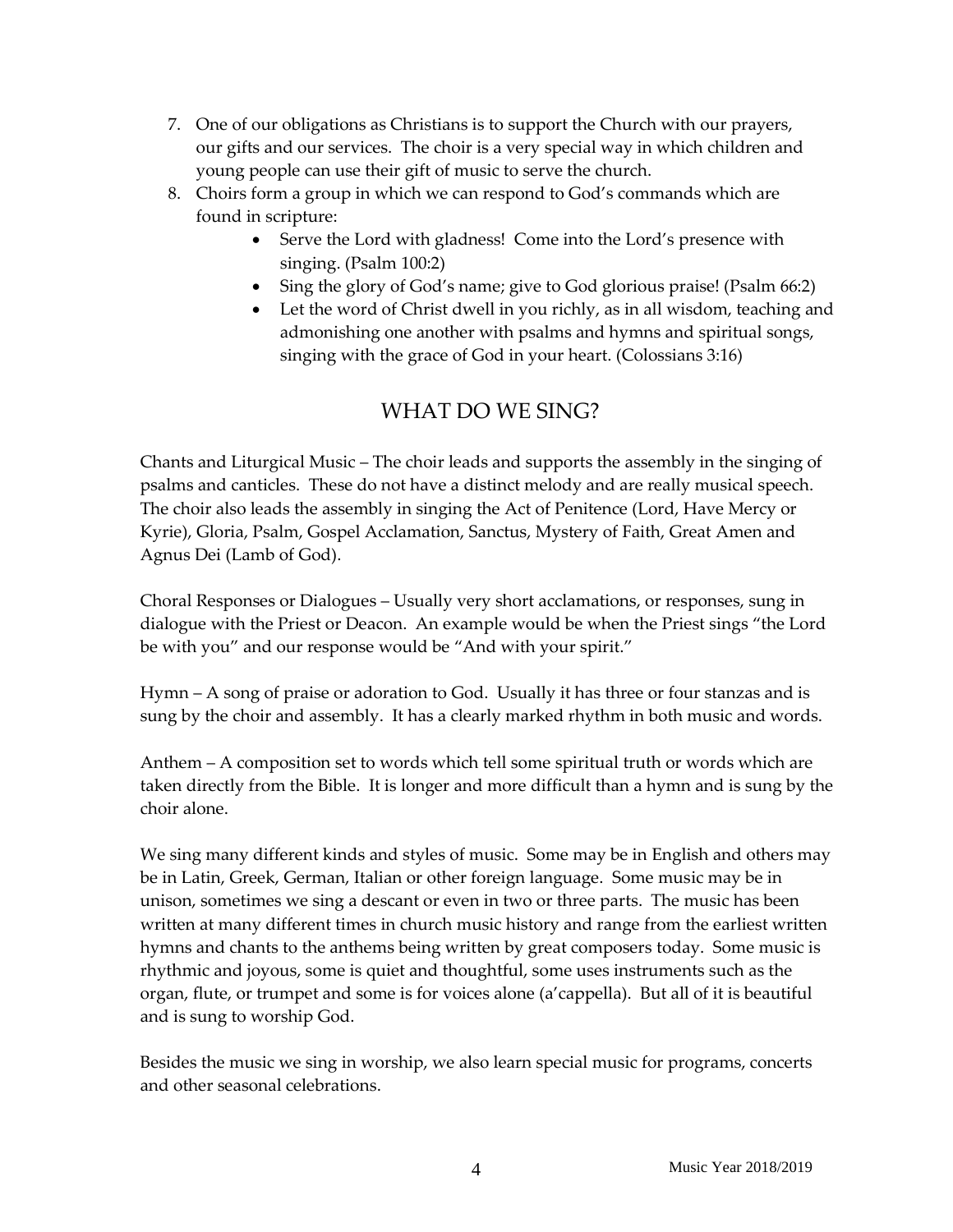7. One of our obligations as Christians is to support the Church with our prayers, our gifts and our services. The choir is a very special way in which children and young people can use their gift of music to serve the church.
8. Choirs form a group in which we can respond to God's commands which are found in scripture:
    - Serve the Lord with gladness! Come into the Lord's presence with singing. (Psalm 100:2)
    - Sing the glory of God's name; give to God glorious praise! (Psalm 66:2)
    - Let the word of Christ dwell in you richly, as in all wisdom, teaching and admonishing one another with psalms and hymns and spiritual songs, singing with the grace of God in your heart. (Colossians 3:16)

## WHAT DO WE SING?

Chants and Liturgical Music – The choir leads and supports the assembly in the singing of psalms and canticles. These do not have a distinct melody and are really musical speech. The choir also leads the assembly in singing the Act of Penitence (Lord, Have Mercy or Kyrie), Gloria, Psalm, Gospel Acclamation, Sanctus, Mystery of Faith, Great Amen and Agnus Dei (Lamb of God).

Choral Responses or Dialogues – Usually very short acclamations, or responses, sung in dialogue with the Priest or Deacon. An example would be when the Priest sings "the Lord be with you" and our response would be "And with your spirit."

Hymn – A song of praise or adoration to God. Usually it has three or four stanzas and is sung by the choir and assembly. It has a clearly marked rhythm in both music and words.

Anthem – A composition set to words which tell some spiritual truth or words which are taken directly from the Bible. It is longer and more difficult than a hymn and is sung by the choir alone.

We sing many different kinds and styles of music. Some may be in English and others may be in Latin, Greek, German, Italian or other foreign language. Some music may be in unison, sometimes we sing a descant or even in two or three parts. The music has been written at many different times in church music history and range from the earliest written hymns and chants to the anthems being written by great composers today. Some music is rhythmic and joyous, some is quiet and thoughtful, some uses instruments such as the organ, flute, or trumpet and some is for voices alone (a'cappella). But all of it is beautiful and is sung to worship God.

Besides the music we sing in worship, we also learn special music for programs, concerts and other seasonal celebrations.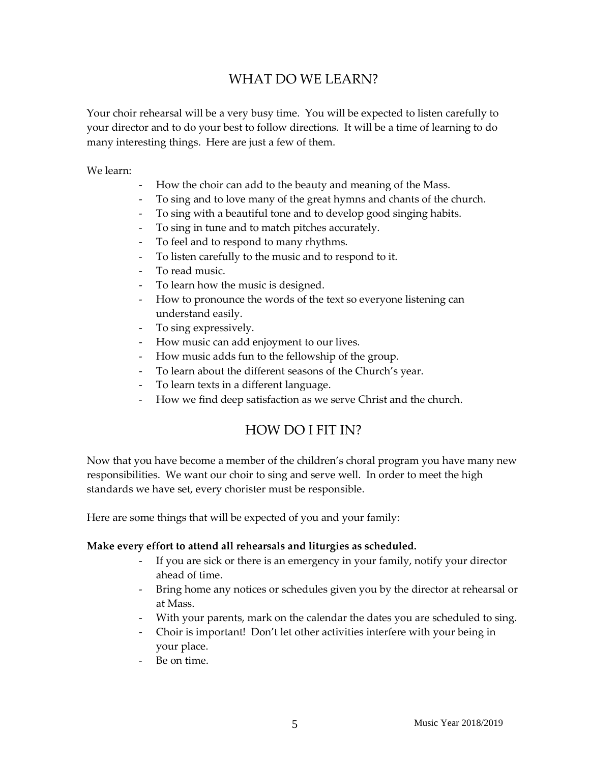## WHAT DO WE LEARN?

Your choir rehearsal will be a very busy time. You will be expected to listen carefully to your director and to do your best to follow directions. It will be a time of learning to do many interesting things. Here are just a few of them.

We learn:

- How the choir can add to the beauty and meaning of the Mass.
- To sing and to love many of the great hymns and chants of the church.
- To sing with a beautiful tone and to develop good singing habits.
- To sing in tune and to match pitches accurately.
- To feel and to respond to many rhythms.
- To listen carefully to the music and to respond to it.
- To read music.
- To learn how the music is designed.
- How to pronounce the words of the text so everyone listening can understand easily.
- To sing expressively.
- How music can add enjoyment to our lives.
- How music adds fun to the fellowship of the group.
- To learn about the different seasons of the Church's year.
- To learn texts in a different language.
- How we find deep satisfaction as we serve Christ and the church.

## HOW DO I FIT IN?

Now that you have become a member of the children's choral program you have many new responsibilities. We want our choir to sing and serve well. In order to meet the high standards we have set, every chorister must be responsible.

Here are some things that will be expected of you and your family:

**Make every effort to attend all rehearsals and liturgies as scheduled.**

- If you are sick or there is an emergency in your family, notify your director ahead of time.
- Bring home any notices or schedules given you by the director at rehearsal or at Mass.
- With your parents, mark on the calendar the dates you are scheduled to sing.
- Choir is important! Don't let other activities interfere with your being in your place.
- Be on time.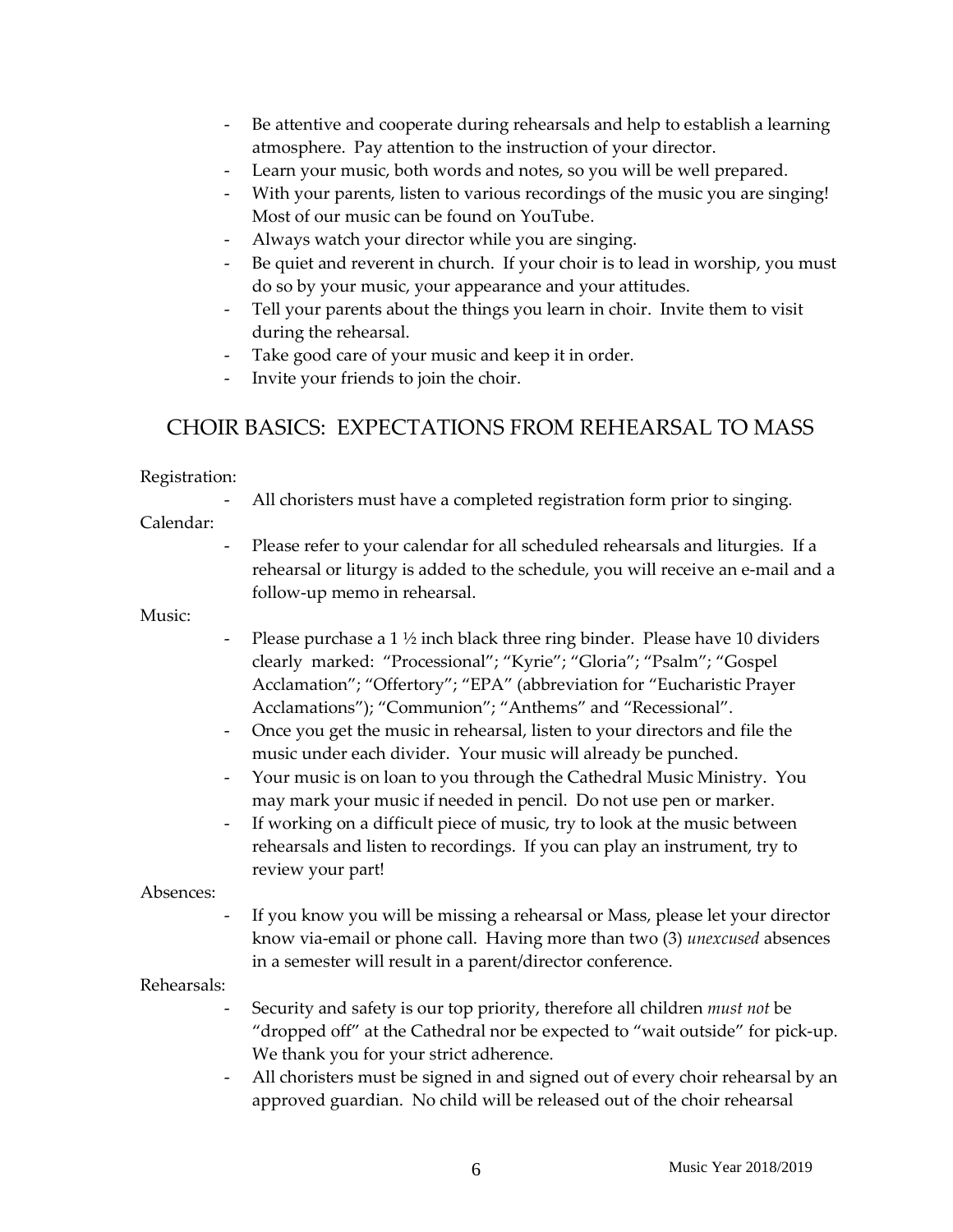- Be attentive and cooperate during rehearsals and help to establish a learning atmosphere. Pay attention to the instruction of your director.
- Learn your music, both words and notes, so you will be well prepared.
- With your parents, listen to various recordings of the music you are singing! Most of our music can be found on YouTube.
- Always watch your director while you are singing.
- Be quiet and reverent in church. If your choir is to lead in worship, you must do so by your music, your appearance and your attitudes.
- Tell your parents about the things you learn in choir. Invite them to visit during the rehearsal.
- Take good care of your music and keep it in order.
- Invite your friends to join the choir.

## CHOIR BASICS: EXPECTATIONS FROM REHEARSAL TO MASS

Registration:

- All choristers must have a completed registration form prior to singing.

Calendar:

- Please refer to your calendar for all scheduled rehearsals and liturgies. If a rehearsal or liturgy is added to the schedule, you will receive an e-mail and a follow-up memo in rehearsal.

Music:

- Please purchase a 1 ½ inch black three ring binder. Please have 10 dividers clearly marked: "Processional"; "Kyrie"; "Gloria"; "Psalm"; "Gospel Acclamation"; "Offertory"; "EPA" (abbreviation for "Eucharistic Prayer Acclamations"); "Communion"; "Anthems" and "Recessional".
- Once you get the music in rehearsal, listen to your directors and file the music under each divider. Your music will already be punched.
- Your music is on loan to you through the Cathedral Music Ministry. You may mark your music if needed in pencil. Do not use pen or marker.
- If working on a difficult piece of music, try to look at the music between rehearsals and listen to recordings. If you can play an instrument, try to review your part!

Absences:

- If you know you will be missing a rehearsal or Mass, please let your director know via-email or phone call. Having more than two (3) *unexcused* absences in a semester will result in a parent/director conference.

Rehearsals:

- Security and safety is our top priority, therefore all children *must not* be "dropped off" at the Cathedral nor be expected to "wait outside" for pick-up. We thank you for your strict adherence.
- All choristers must be signed in and signed out of every choir rehearsal by an approved guardian. No child will be released out of the choir rehearsal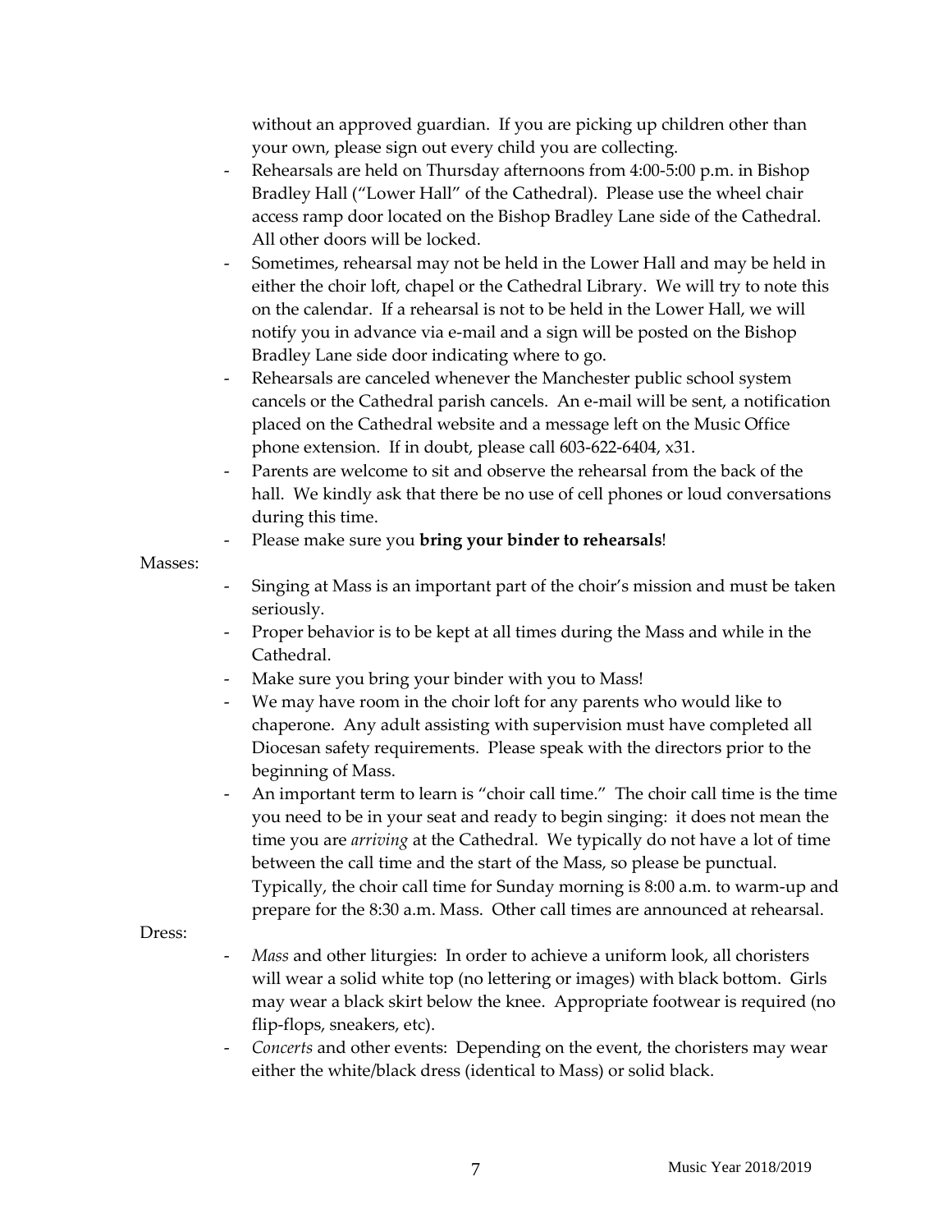without an approved guardian. If you are picking up children other than your own, please sign out every child you are collecting.

- Rehearsals are held on Thursday afternoons from 4:00-5:00 p.m. in Bishop Bradley Hall ("Lower Hall" of the Cathedral). Please use the wheel chair access ramp door located on the Bishop Bradley Lane side of the Cathedral. All other doors will be locked.
- Sometimes, rehearsal may not be held in the Lower Hall and may be held in either the choir loft, chapel or the Cathedral Library. We will try to note this on the calendar. If a rehearsal is not to be held in the Lower Hall, we will notify you in advance via e-mail and a sign will be posted on the Bishop Bradley Lane side door indicating where to go.
- Rehearsals are canceled whenever the Manchester public school system cancels or the Cathedral parish cancels. An e-mail will be sent, a notification placed on the Cathedral website and a message left on the Music Office phone extension. If in doubt, please call 603-622-6404, x31.
- Parents are welcome to sit and observe the rehearsal from the back of the hall. We kindly ask that there be no use of cell phones or loud conversations during this time.
- Please make sure you **bring your binder to rehearsals**!

Masses:

- Singing at Mass is an important part of the choir's mission and must be taken seriously.
- Proper behavior is to be kept at all times during the Mass and while in the Cathedral.
- Make sure you bring your binder with you to Mass!
- We may have room in the choir loft for any parents who would like to chaperone. Any adult assisting with supervision must have completed all Diocesan safety requirements. Please speak with the directors prior to the beginning of Mass.
- An important term to learn is "choir call time." The choir call time is the time you need to be in your seat and ready to begin singing: it does not mean the time you are *arriving* at the Cathedral. We typically do not have a lot of time between the call time and the start of the Mass, so please be punctual. Typically, the choir call time for Sunday morning is 8:00 a.m. to warm-up and prepare for the 8:30 a.m. Mass. Other call times are announced at rehearsal.

Dress:

- *Mass* and other liturgies: In order to achieve a uniform look, all choristers will wear a solid white top (no lettering or images) with black bottom. Girls may wear a black skirt below the knee. Appropriate footwear is required (no flip-flops, sneakers, etc).
- *Concerts* and other events: Depending on the event, the choristers may wear either the white/black dress (identical to Mass) or solid black.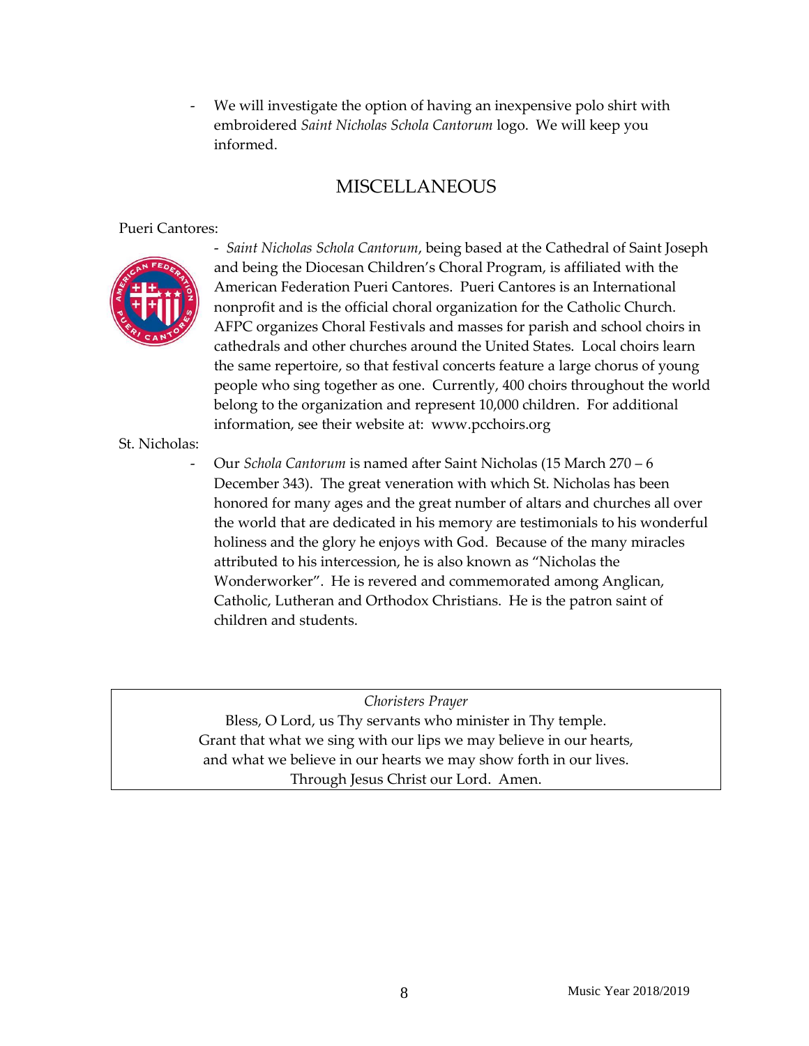- We will investigate the option of having an inexpensive polo shirt with embroidered *Saint Nicholas Schola Cantorum* logo. We will keep you informed.

## MISCELLANEOUS

Pueri Cantores:

- *Saint Nicholas Schola Cantorum*, being based at the Cathedral of Saint Joseph and being the Diocesan Children's Choral Program, is affiliated with the American Federation Pueri Cantores. Pueri Cantores is an International nonprofit and is the official choral organization for the Catholic Church. AFPC organizes Choral Festivals and masses for parish and school choirs in cathedrals and other churches around the United States. Local choirs learn the same repertoire, so that festival concerts feature a large chorus of young people who sing together as one. Currently, 400 choirs throughout the world belong to the organization and represent 10,000 children. For additional information, see their website at: www.pcchoirs.org

St. Nicholas:

- Our *Schola Cantorum* is named after Saint Nicholas (15 March 270 – 6 December 343). The great veneration with which St. Nicholas has been honored for many ages and the great number of altars and churches all over the world that are dedicated in his memory are testimonials to his wonderful holiness and the glory he enjoys with God. Because of the many miracles attributed to his intercession, he is also known as "Nicholas the Wonderworker". He is revered and commemorated among Anglican, Catholic, Lutheran and Orthodox Christians. He is the patron saint of children and students.

*Choristers Prayer*

Bless, O Lord, us Thy servants who minister in Thy temple.
Grant that what we sing with our lips we may believe in our hearts,
and what we believe in our hearts we may show forth in our lives.
Through Jesus Christ our Lord. Amen.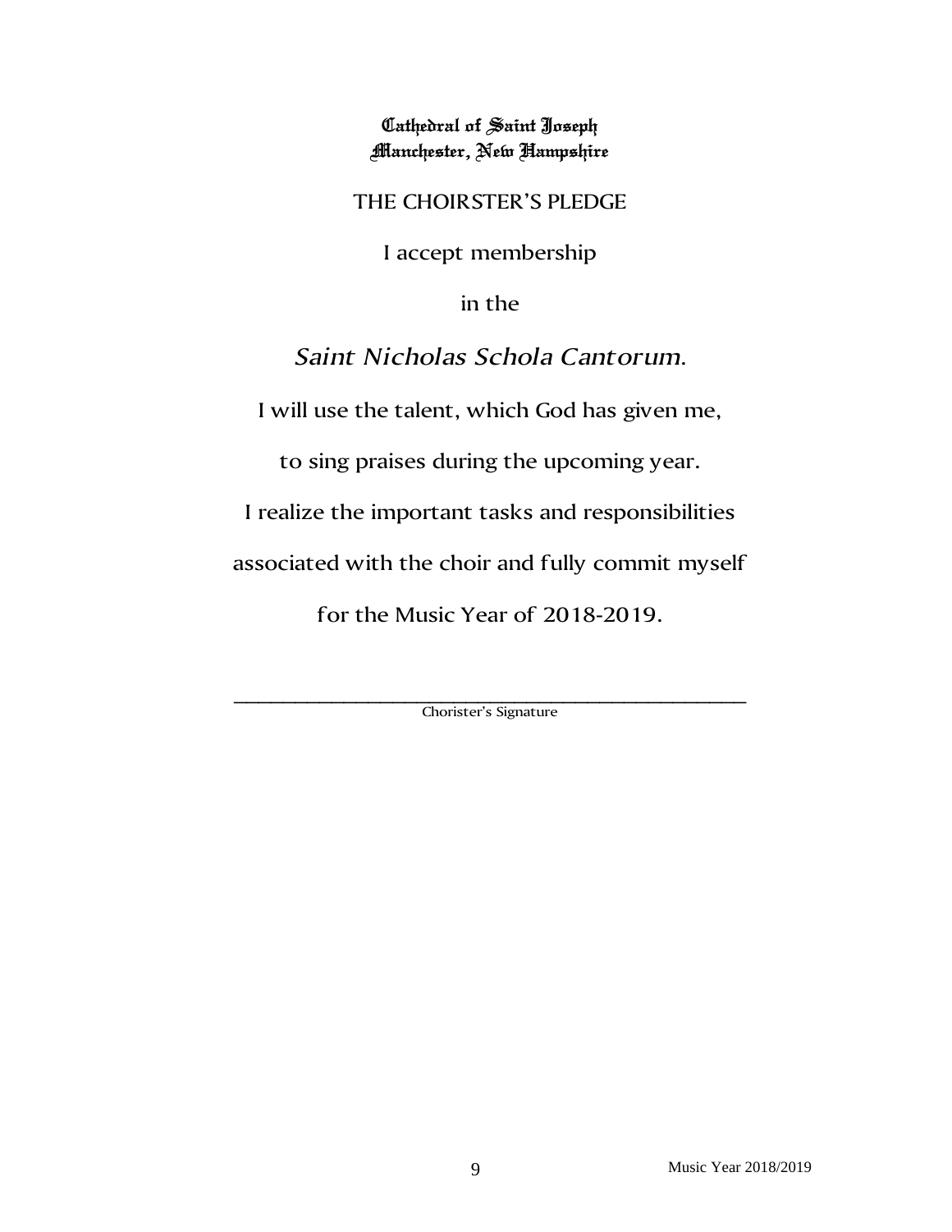**Cathedral of Saint Joseph**
**Manchester, New Hampshire**

THE CHOIRSTER'S PLEDGE

I accept membership

in the

*Saint Nicholas Schola Cantorum.*

I will use the talent, which God has given me,

to sing praises during the upcoming year.

I realize the important tasks and responsibilities

associated with the choir and fully commit myself

for the Music Year of 2018-2019.

\_\_\_\_\_\_\_\_\_\_\_\_\_\_\_\_\_\_\_\_\_\_\_\_\_\_\_\_\_\_\_\_\_\_\_\_\_\_\_\_\_\_\_\_\_\_\_\_

Chorister's Signature